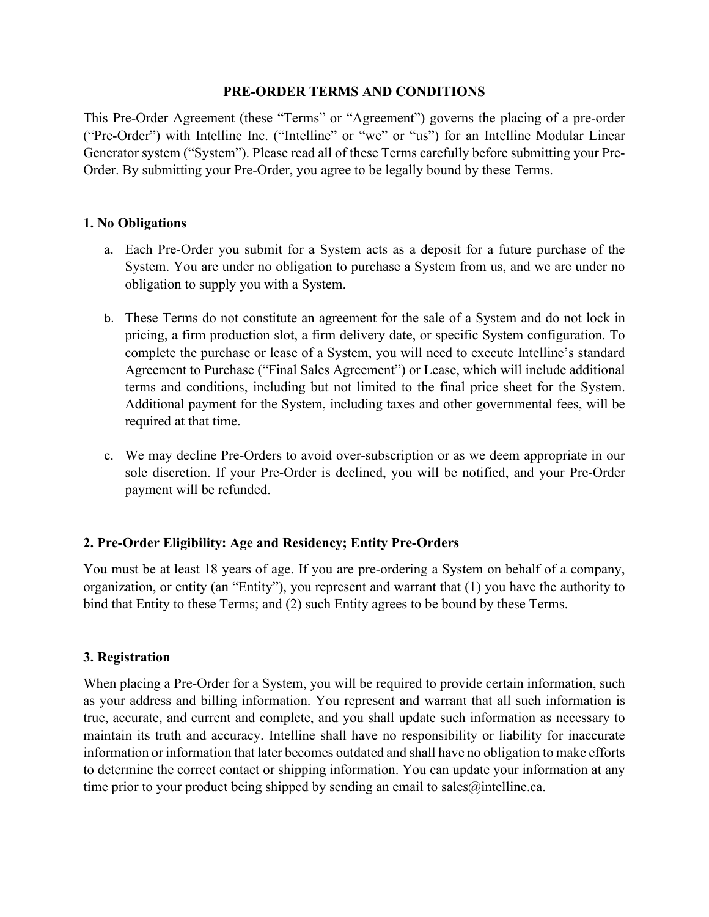# PRE-ORDER TERMS AND CONDITIONS

This Pre-Order Agreement (these "Terms" or "Agreement") governs the placing of a pre-order ("Pre-Order") with Intelline Inc. ("Intelline" or "we" or "us") for an Intelline Modular Linear Generator system ("System"). Please read all of these Terms carefully before submitting your Pre-Order. By submitting your Pre-Order, you agree to be legally bound by these Terms.

## 1. No Obligations

a. Each Pre-Order you submit for a System acts as a deposit for a future purchase of the System. You are under no obligation to purchase a System from us, and we are under no obligation to supply you with a System.

b. These Terms do not constitute an agreement for the sale of a System and do not lock in pricing, a firm production slot, a firm delivery date, or specific System configuration. To complete the purchase or lease of a System, you will need to execute Intelline's standard Agreement to Purchase ("Final Sales Agreement") or Lease, which will include additional terms and conditions, including but not limited to the final price sheet for the System. Additional payment for the System, including taxes and other governmental fees, will be required at that time.

c. We may decline Pre-Orders to avoid over-subscription or as we deem appropriate in our sole discretion. If your Pre-Order is declined, you will be notified, and your Pre-Order payment will be refunded.

## 2. Pre-Order Eligibility: Age and Residency; Entity Pre-Orders

You must be at least 18 years of age. If you are pre-ordering a System on behalf of a company, organization, or entity (an "Entity"), you represent and warrant that (1) you have the authority to bind that Entity to these Terms; and (2) such Entity agrees to be bound by these Terms.

## 3. Registration

When placing a Pre-Order for a System, you will be required to provide certain information, such as your address and billing information. You represent and warrant that all such information is true, accurate, and current and complete, and you shall update such information as necessary to maintain its truth and accuracy. Intelline shall have no responsibility or liability for inaccurate information or information that later becomes outdated and shall have no obligation to make efforts to determine the correct contact or shipping information. You can update your information at any time prior to your product being shipped by sending an email to sales@intelline.ca.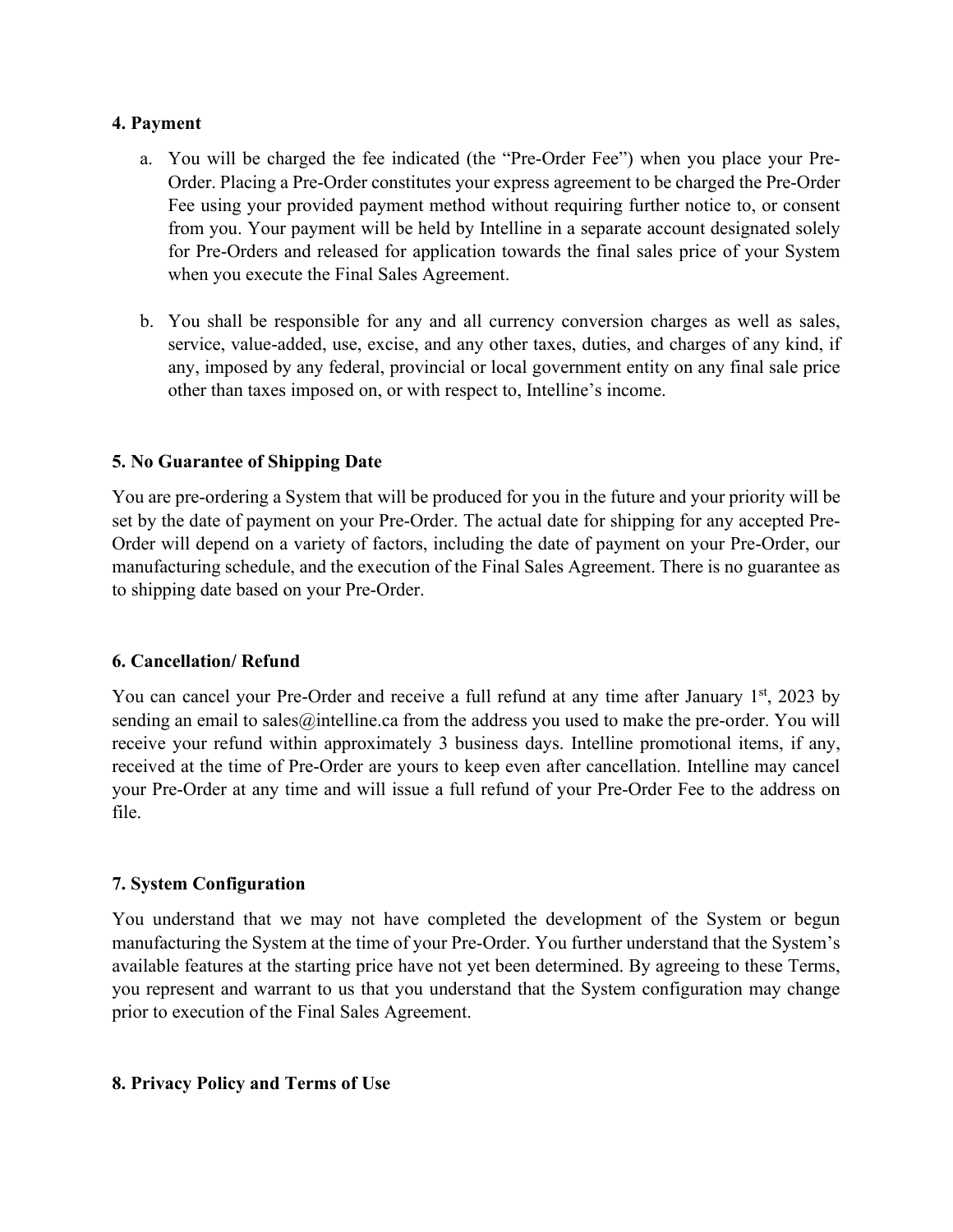**4. Payment**

a. You will be charged the fee indicated (the "Pre-Order Fee") when you place your Pre-Order. Placing a Pre-Order constitutes your express agreement to be charged the Pre-Order Fee using your provided payment method without requiring further notice to, or consent from you. Your payment will be held by Intelline in a separate account designated solely for Pre-Orders and released for application towards the final sales price of your System when you execute the Final Sales Agreement.

b. You shall be responsible for any and all currency conversion charges as well as sales, service, value-added, use, excise, and any other taxes, duties, and charges of any kind, if any, imposed by any federal, provincial or local government entity on any final sale price other than taxes imposed on, or with respect to, Intelline's income.

**5. No Guarantee of Shipping Date**

You are pre-ordering a System that will be produced for you in the future and your priority will be set by the date of payment on your Pre-Order. The actual date for shipping for any accepted Pre-Order will depend on a variety of factors, including the date of payment on your Pre-Order, our manufacturing schedule, and the execution of the Final Sales Agreement. There is no guarantee as to shipping date based on your Pre-Order.

**6. Cancellation/ Refund**

You can cancel your Pre-Order and receive a full refund at any time after January 1st, 2023 by sending an email to sales@intelline.ca from the address you used to make the pre-order. You will receive your refund within approximately 3 business days. Intelline promotional items, if any, received at the time of Pre-Order are yours to keep even after cancellation. Intelline may cancel your Pre-Order at any time and will issue a full refund of your Pre-Order Fee to the address on file.

**7. System Configuration**

You understand that we may not have completed the development of the System or begun manufacturing the System at the time of your Pre-Order. You further understand that the System's available features at the starting price have not yet been determined. By agreeing to these Terms, you represent and warrant to us that you understand that the System configuration may change prior to execution of the Final Sales Agreement.

**8. Privacy Policy and Terms of Use**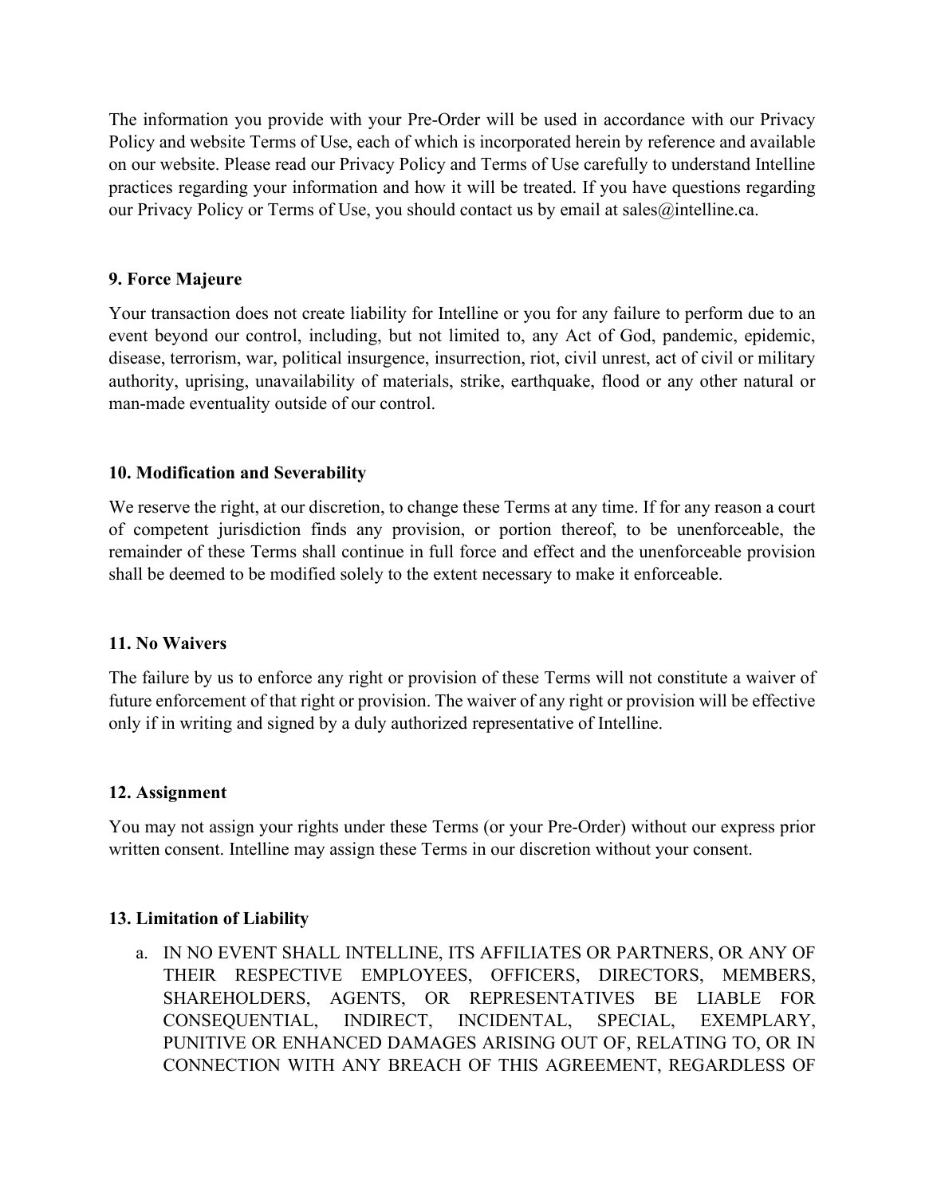The information you provide with your Pre-Order will be used in accordance with our Privacy Policy and website Terms of Use, each of which is incorporated herein by reference and available on our website. Please read our Privacy Policy and Terms of Use carefully to understand Intelline practices regarding your information and how it will be treated. If you have questions regarding our Privacy Policy or Terms of Use, you should contact us by email at sales@intelline.ca.

**9. Force Majeure**

Your transaction does not create liability for Intelline or you for any failure to perform due to an event beyond our control, including, but not limited to, any Act of God, pandemic, epidemic, disease, terrorism, war, political insurgence, insurrection, riot, civil unrest, act of civil or military authority, uprising, unavailability of materials, strike, earthquake, flood or any other natural or man-made eventuality outside of our control.

**10. Modification and Severability**

We reserve the right, at our discretion, to change these Terms at any time. If for any reason a court of competent jurisdiction finds any provision, or portion thereof, to be unenforceable, the remainder of these Terms shall continue in full force and effect and the unenforceable provision shall be deemed to be modified solely to the extent necessary to make it enforceable.

**11. No Waivers**

The failure by us to enforce any right or provision of these Terms will not constitute a waiver of future enforcement of that right or provision. The waiver of any right or provision will be effective only if in writing and signed by a duly authorized representative of Intelline.

**12. Assignment**

You may not assign your rights under these Terms (or your Pre-Order) without our express prior written consent. Intelline may assign these Terms in our discretion without your consent.

**13. Limitation of Liability**

a. IN NO EVENT SHALL INTELLINE, ITS AFFILIATES OR PARTNERS, OR ANY OF THEIR RESPECTIVE EMPLOYEES, OFFICERS, DIRECTORS, MEMBERS, SHAREHOLDERS, AGENTS, OR REPRESENTATIVES BE LIABLE FOR CONSEQUENTIAL, INDIRECT, INCIDENTAL, SPECIAL, EXEMPLARY, PUNITIVE OR ENHANCED DAMAGES ARISING OUT OF, RELATING TO, OR IN CONNECTION WITH ANY BREACH OF THIS AGREEMENT, REGARDLESS OF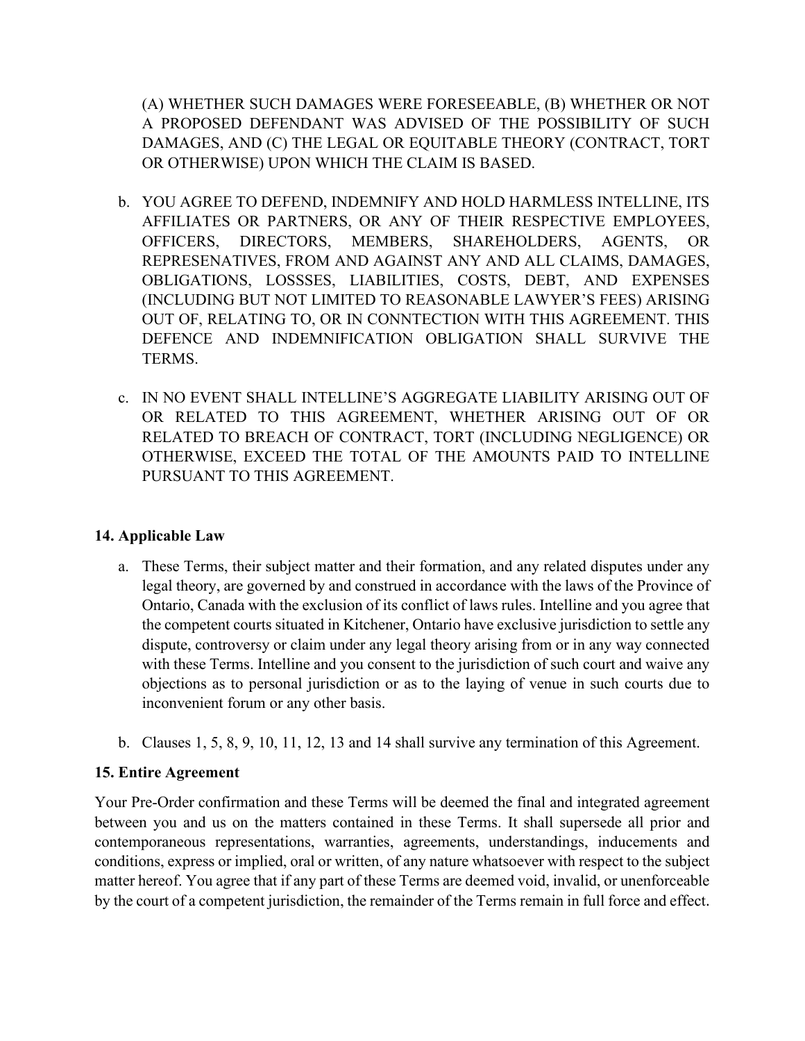(A) WHETHER SUCH DAMAGES WERE FORESEEABLE, (B) WHETHER OR NOT A PROPOSED DEFENDANT WAS ADVISED OF THE POSSIBILITY OF SUCH DAMAGES, AND (C) THE LEGAL OR EQUITABLE THEORY (CONTRACT, TORT OR OTHERWISE) UPON WHICH THE CLAIM IS BASED.

b. YOU AGREE TO DEFEND, INDEMNIFY AND HOLD HARMLESS INTELLINE, ITS AFFILIATES OR PARTNERS, OR ANY OF THEIR RESPECTIVE EMPLOYEES, OFFICERS, DIRECTORS, MEMBERS, SHAREHOLDERS, AGENTS, OR REPRESENATIVES, FROM AND AGAINST ANY AND ALL CLAIMS, DAMAGES, OBLIGATIONS, LOSSSES, LIABILITIES, COSTS, DEBT, AND EXPENSES (INCLUDING BUT NOT LIMITED TO REASONABLE LAWYER'S FEES) ARISING OUT OF, RELATING TO, OR IN CONNTECTION WITH THIS AGREEMENT. THIS DEFENCE AND INDEMNIFICATION OBLIGATION SHALL SURVIVE THE TERMS.

c. IN NO EVENT SHALL INTELLINE'S AGGREGATE LIABILITY ARISING OUT OF OR RELATED TO THIS AGREEMENT, WHETHER ARISING OUT OF OR RELATED TO BREACH OF CONTRACT, TORT (INCLUDING NEGLIGENCE) OR OTHERWISE, EXCEED THE TOTAL OF THE AMOUNTS PAID TO INTELLINE PURSUANT TO THIS AGREEMENT.

**14. Applicable Law**

a. These Terms, their subject matter and their formation, and any related disputes under any legal theory, are governed by and construed in accordance with the laws of the Province of Ontario, Canada with the exclusion of its conflict of laws rules. Intelline and you agree that the competent courts situated in Kitchener, Ontario have exclusive jurisdiction to settle any dispute, controversy or claim under any legal theory arising from or in any way connected with these Terms. Intelline and you consent to the jurisdiction of such court and waive any objections as to personal jurisdiction or as to the laying of venue in such courts due to inconvenient forum or any other basis.

b. Clauses 1, 5, 8, 9, 10, 11, 12, 13 and 14 shall survive any termination of this Agreement.

**15. Entire Agreement**

Your Pre-Order confirmation and these Terms will be deemed the final and integrated agreement between you and us on the matters contained in these Terms. It shall supersede all prior and contemporaneous representations, warranties, agreements, understandings, inducements and conditions, express or implied, oral or written, of any nature whatsoever with respect to the subject matter hereof. You agree that if any part of these Terms are deemed void, invalid, or unenforceable by the court of a competent jurisdiction, the remainder of the Terms remain in full force and effect.